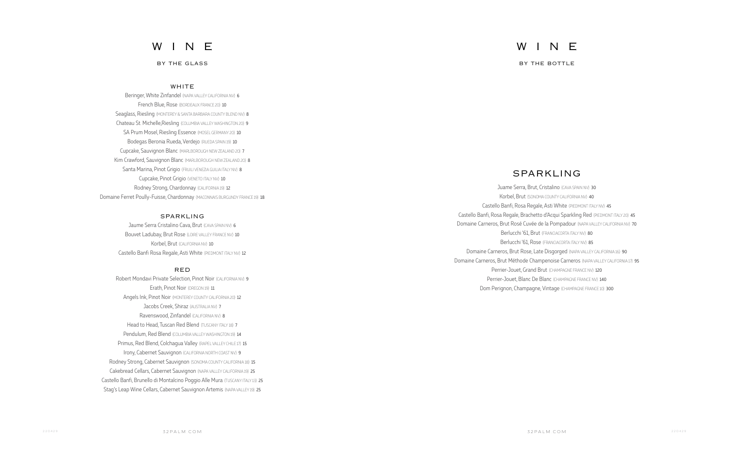# WINE

## BY THE GLASS

### WHITE

Beringer, White Zinfandel (NAPA VALLEY CALIFORNIA NV) 6

French Blue, Rose (BORDEAUX FRANCE 20) 10

Seaglass, Riesling (MONTEREY & SANTA BARBARA COUNTY BLEND NV) 8

Chateau St. Michelle,Riesling (COLUMBIA VALLEY WASHINGTON 20) 9

SA Prum Mosel, Riesling Essence (MOSEL GERMANY 20) 10

Bodegas Beronia Rueda, Verdejo (RUEDA SPAIN 19) 10

Cupcake, Sauvignon Blanc (MARLBOROUGH NEW ZEALAND 20) 7

Kim Crawford, Sauvignon Blanc (MARLBOROUGH NEW ZEALAND 20) 8

Santa Marina, Pinot Grigio (FRUILI VENEZIA GUILIA ITALY NV) 8

Cupcake, Pinot Grigio (VENETO ITALY NV) 10

Rodney Strong, Chardonnay (CALIFORNIA 19) 12

Domaine Ferret Poully-Fuisse, Chardonnay (MACONNAIS BURGUNDY FRANCE 19) 18

### SPARKLING

Jaume Serra Cristalino Cava, Brut (CAVA SPAIN NV) 6

Bouvet Ladubay, Brut Rose (LOIRE VALLEY FRANCE NV) 10

Korbel, Brut (CALIFORNIA NV) 10

Castello Banfi Rosa Regale, Asti White (PIEDMONT ITALY NV) 12

### RED

Robert Mondavi Private Selection, Pinot Noir (CALIFORNIA NV) 9

Erath, Pinot Noir (OREGON 19) 11

Angels Ink, Pinot Noir (MONTEREY COUNTY CALIFORNIA 20) 12

Jacobs Creek, Shiraz (AUSTRALIA NV) 7

Ravenswood, Zinfandel (CALIFORNIA NV) 8

Head to Head, Tuscan Red Blend (TUSCANY ITALY 18) 7

Pendulum, Red Blend (COLUMBIA VALLEY WASHINGTON 19) 14

Primus, Red Blend, Colchagua Valley (RAPEL VALLEY CHILE 17) 15

Irony, Cabernet Sauvignon (CALIFORNIA NORTH COAST NV) 9

Rodney Strong, Cabernet Sauvignon (SONOMA COUNTY CALIFORNIA 18) 15

Cakebread Cellars, Cabernet Sauvignon (NAPA VALLEY CALIFORNIA 19) 25

Castello Banfi, Brunello di Montalcino Poggio Alle Mura (TUSCANY ITALY 13) 25

Stag's Leap Wine Cellars, Cabernet Sauvignon Artemis (NAPA VALLEY 19) 25

# WINE

## BY THE BOTTLE

### SPARKLING

Juame Serra, Brut, Cristalino (CAVA SPAIN NV) 30

Korbel, Brut (SONOMA COUNTY CALIFORNIA NV) 40

Castello Banfi, Rosa Regale, Asti White (PIEDMONT ITALY NV) 45

Castello Banfi, Rosa Regale, Brachetto d'Acqui Sparkling Red (PIEDMONT ITALY 20) 45

Domaine Carneros, Brut Rosé Cuvée de la Pompadour (NAPA VALLEY CALIFORNIA NV) 70

Berlucchi '61, Brut (FRANCIACORTA ITALY NV) 80

Berlucchi '61, Rose (FRANCIACORTA ITALY NV) 85

Domaine Carneros, Brut Rose, Late Disgorged (NAPA VALLEY CALIFORNIA 16) 90

Domaine Carneros, Brut Méthode Champenoise Carneros (NAPA VALLEY CALIFORNIA 17) 95

Perrier-Jouet, Grand Brut (CHAMPAGNE FRANCE NV) 120

Perrier-Jouet, Blanc De Blanc (CHAMPAGNE FRANCE NV) 140

Dom Perignon, Champagne, Vintage (CHAMPAGNE FRANCE 10) 300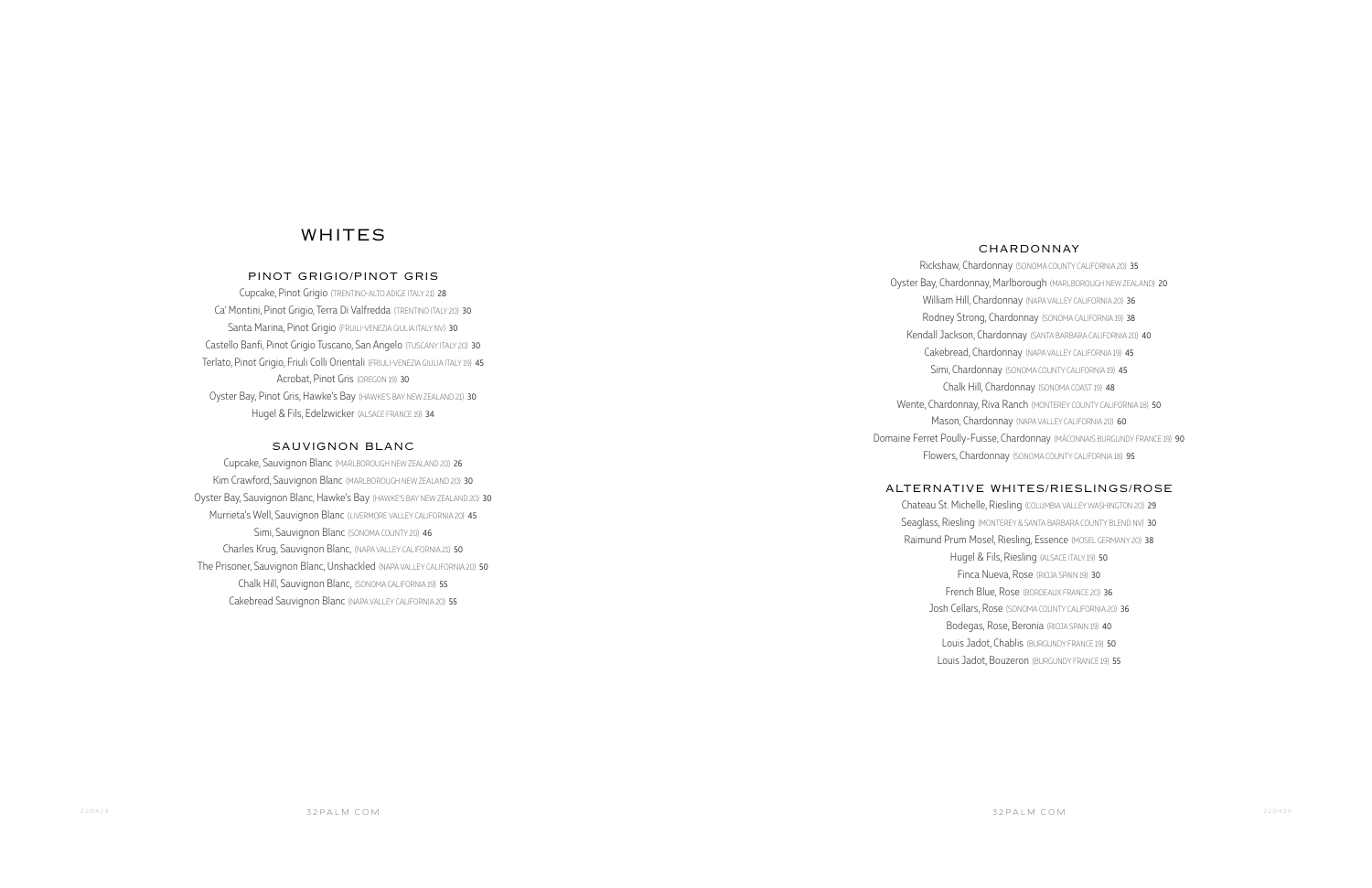# WHITES

## PINOT GRIGIO/PINOT GRIS

Cupcake, Pinot Grigio (TRENTINO-ALTO ADIGE ITALY 21) 28

Ca' Montini, Pinot Grigio, Terra Di Valfredda (TRENTINO ITALY 20) 30

Santa Marina, Pinot Grigio (FRUILI-VENEZIA GIULIA ITALY NV) 30

Castello Banfi, Pinot Grigio Tuscano, San Angelo (TUSCANY ITALY 20) 30

Terlato, Pinot Grigio, Friuli Colli Orientali (FRUILI-VENEZIA GIULIA ITALY 19) 45

Acrobat, Pinot Gris (OREGON 19) 30

Oyster Bay, Pinot Gris, Hawke's Bay (HAWKE'S BAY NEW ZEALAND 21) 30

Hugel & Fils, Edelzwicker (ALSACE FRANCE 19) 34

## SAUVIGNON BLANC

Cupcake, Sauvignon Blanc (MARLBOROUGH NEW ZEALAND 20) 26

Kim Crawford, Sauvignon Blanc (MARLBOROUGH NEW ZEALAND 20) 30

Oyster Bay, Sauvignon Blanc, Hawke's Bay (HAWKE'S BAY NEW ZEALAND 20) 30

Murrieta's Well, Sauvignon Blanc (LIVERMORE VALLEY CALIFORNIA 20) 45

Simi, Sauvignon Blanc (SONOMA COUNTY 20) 46

Charles Krug, Sauvignon Blanc, (NAPA VALLEY CALIFORNIA 21) 50

The Prisoner, Sauvignon Blanc, Unshackled (NAPA VALLEY CALIFORNIA 20) 50

Chalk Hill, Sauvignon Blanc, (SONOMA CALIFORNIA 19) 55

Cakebread Sauvignon Blanc (NAPA VALLEY CALIFORNIA 20) 55

## CHARDONNAY

Rickshaw, Chardonnay (SONOMA COUNTY CALIFORNIA 20) 35

Oyster Bay, Chardonnay, Marlborough (MARLBOROUGH NEW ZEALAND) 20

William Hill, Chardonnay (NAPA VALLEY CALIFORNIA 20) 36

Rodney Strong, Chardonnay (SONOMA CALIFORNIA 19) 38

Kendall Jackson, Chardonnay (SANTA BARBARA CALIFORNIA 20) 40

Cakebread, Chardonnay (NAPA VALLEY CALIFORNIA 19) 45

Simi, Chardonnay (SONOMA COUNTY CALIFORNIA 19) 45

Chalk Hill, Chardonnay (SONOMA COAST 19) 48

Wente, Chardonnay, Riva Ranch (MONTEREY COUNTY CALIFORNIA 18) 50

Mason, Chardonnay (NAPA VALLEY CALIFORNIA 20) 60

Domaine Ferret Poully-Fuisse, Chardonnay (MÂCONNAIS BURGUNDY FRANCE 19) 90

Flowers, Chardonnay (SONOMA COUNTY CALIFORNIA 18) 95

## ALTERNATIVE WHITES/RIESLINGS/ROSE

Chateau St. Michelle, Riesling (COLUMBIA VALLEY WASHINGTON 20) 29

Seaglass, Riesling (MONTEREY & SANTA BARBARA COUNTY BLEND NV) 30

Raimund Prum Mosel, Riesling, Essence (MOSEL GERMANY 20) 38

Hugel & Fils, Riesling (ALSACE ITALY 19) 50

Finca Nueva, Rose (RIOJA SPAIN 19) 30

French Blue, Rose (BORDEAUX FRANCE 20) 36

Josh Cellars, Rose (SONOMA COUNTY CALIFORNIA 20) 36

Bodegas, Rose, Beronia (RIOJA SPAIN 19) 40

Louis Jadot, Chablis (BURGUNDY FRANCE 19) 50

Louis Jadot, Bouzeron (BURGUNDY FRANCE 19) 55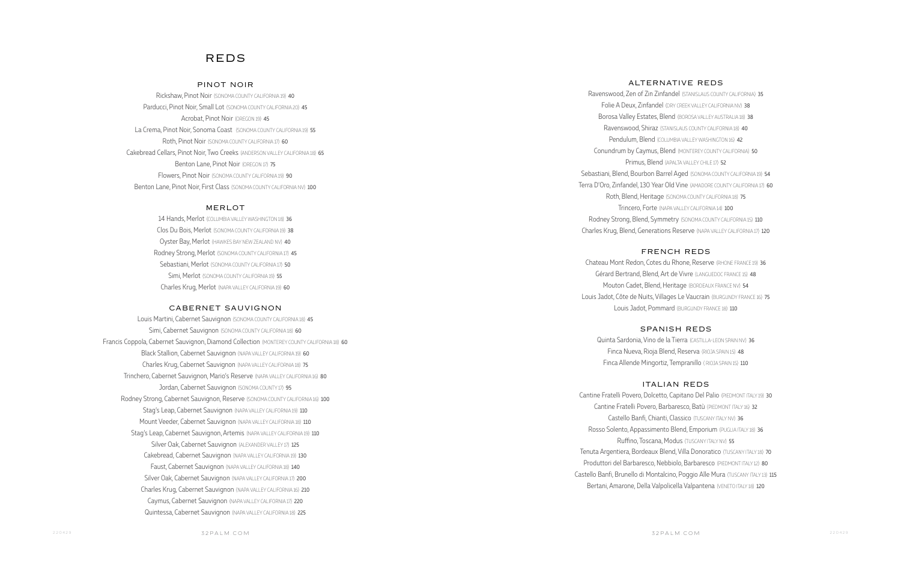# REDS

## PINOT NOIR

Rickshaw, Pinot Noir (SONOMA COUNTY CALIFORNIA 19) 40

Parducci, Pinot Noir, Small Lot (SONOMA COUNTY CALIFORNIA 20) 45

Acrobat, Pinot Noir (OREGON 19) 45

La Crema, Pinot Noir, Sonoma Coast (SONOMA COUNTY CALIFORNIA 19) 55

Roth, Pinot Noir (SONOMA COUNTY CALIFORNIA 17) 60

Cakebread Cellars, Pinot Noir, Two Creeks (ANDERSON VALLEY CALIFORNIA 18) 65

Benton Lane, Pinot Noir (OREGON 17) 75

Flowers, Pinot Noir (SONOMA COUNTY CALIFORNIA 19) 90

Benton Lane, Pinot Noir, First Class (SONOMA COUNTY CALIFORNIA NV) 100

## MERLOT

14 Hands, Merlot (COLUMBIA VALLEY WASHINGTON 18) 36

Clos Du Bois, Merlot (SONOMA COUNTY CALIFORNIA 19) 38

Oyster Bay, Merlot (HAWKES BAY NEW ZEALAND NV) 40

Rodney Strong, Merlot (SONOMA COUNTY CALIFORNIA 17) 45

Sebastiani, Merlot (SONOMA COUNTY CALIFORNIA 17) 50

Simi, Merlot (SONOMA COUNTY CALIFORNIA 19) 55

Charles Krug, Merlot (NAPA VALLEY CALIFORNIA 19) 60

## CABERNET SAUVIGNON

Louis Martini, Cabernet Sauvignon (SONOMA COUNTY CALIFORNIA 18) 45

Simi, Cabernet Sauvignon (SONOMA COUNTY CALIFORNIA 18) 60

Francis Coppola, Cabernet Sauvignon, Diamond Collection (MONTEREY COUNTY CALIFORNIA 18) 60

Black Stallion, Cabernet Sauvignon (NAPA VALLEY CALIFORNIA 19) 60

Charles Krug, Cabernet Sauvignon (NAPA VALLEY CALIFORNIA 18) 75

Trinchero, Cabernet Sauvignon, Mario's Reserve (NAPA VALLEY CALIFORNIA 16) 80

Jordan, Cabernet Sauvignon (SONOMA COUNTY 17) 95

Rodney Strong, Cabernet Sauvignon, Reserve (SONOMA COUNTY CALIFORNIA 16) 100

Stag's Leap, Cabernet Sauvignon (NAPA VALLEY CALIFORNIA 19) 110

Mount Veeder, Cabernet Sauvignon (NAPA VALLEY CALIFORNIA 18) 110

Stag's Leap, Cabernet Sauvignon, Artemis (NAPA VALLEY CALIFORNIA 19) 110

Silver Oak, Cabernet Sauvignon (ALEXANDER VALLEY 17) 125

Cakebread, Cabernet Sauvignon (NAPA VALLEY CALIFORNIA 19) 130

Faust, Cabernet Sauvignon (NAPA VALLEY CALIFORNIA 18) 140

Silver Oak, Cabernet Sauvignon (NAPA VALLEY CALIFORNIA 17) 200

Charles Krug, Cabernet Sauvignon (NAPA VALLEY CALIFORNIA 16) 210

Caymus, Cabernet Sauvignon (NAPA VALLEY CALIFORNIA 17) 220

Quintessa, Cabernet Sauvignon (NAPA VALLEY CALIFORNIA 18) 225

## ALTERNATIVE REDS

Ravenswood, Zen of Zin Zinfandel (STANISLAUS COUNTY CALIFORNIA) 35

Folie A Deux, Zinfandel (DRY CREEK VALLEY CALIFORNIA NV) 38

Borosa Valley Estates, Blend (BOROSA VALLEY AUSTRALIA 18) 38

Ravenswood, Shiraz (STANISLAUS COUNTY CALIFORNIA 18) 40

Pendulum, Blend (COLUMBIA VALLEY WASHINGTON 16) 42

Conundrum by Caymus, Blend (MONTEREY COUNTY CALIFORNIA) 50

Primus, Blend (APALTA VALLEY CHILE 17) 52

Sebastiani, Blend, Bourbon Barrel Aged (SONOMA COUNTY CALIFORNIA 19) 54

Terra D'Oro, Zinfandel, 130 Year Old Vine (AMADORE COUNTY CALIFORNIA 17) 60

Roth, Blend, Heritage (SONOMA COUNTY CALIFORNIA 18) 75

Trincero, Forte (NAPA VALLEY CALIFORNIA 14) 100

Rodney Strong, Blend, Symmetry (SONOMA COUNTY CALIFORNIA 15) 110

Charles Krug, Blend, Generations Reserve (NAPA VALLEY CALIFORNIA 17) 120

## FRENCH REDS

Chateau Mont Redon, Cotes du Rhone, Reserve (RHONE FRANCE 19) 36

Gérard Bertrand, Blend, Art de Vivre (LANGUEDOC FRANCE 15) 48

Mouton Cadet, Blend, Heritage (BORDEAUX FRANCE NV) 54

Louis Jadot, Côte de Nuits, Villages Le Vaucrain (BURGUNDY FRANCE 16) 75

Louis Jadot, Pommard (BURGUNDY FRANCE 18) 110

## SPANISH REDS

Quinta Sardonia, Vino de la Tierra (CASTILLA-LEON SPAIN NV) 36

Finca Nueva, Rioja Blend, Reserva (RIOJA SPAIN 15) 48

Finca Allende Mingortiz, Tempranillo ( RIOJA SPAIN 15) 110

## ITALIAN REDS

Cantine Fratelli Povero, Dolcetto, Capitano Del Palio (PIEDMONT ITALY 19) 30

Cantine Fratelli Povero, Barbaresco, Batù (PIEDMONT ITALY 16) 32

Castello Banfi, Chianti, Classico (TUSCANY ITALY NV) 36

Rosso Solento, Appassimento Blend, Emporium (PUGLIA ITALY 18) 36

Ruffino, Toscana, Modus (TUSCANY ITALY NV) 55

Tenuta Argentiera, Bordeaux Blend, Villa Donoratico (TUSCANY ITALY 18) 70

Produttori del Barbaresco, Nebbiolo, Barbaresco (PIEDMONT ITALY 12) 80

Castello Banfi, Brunello di Montalcino, Poggio Alle Mura (TUSCANY ITALY 13) 115

Bertani, Amarone, Della Valpolicella Valpantena (VENETO ITALY 18) 120